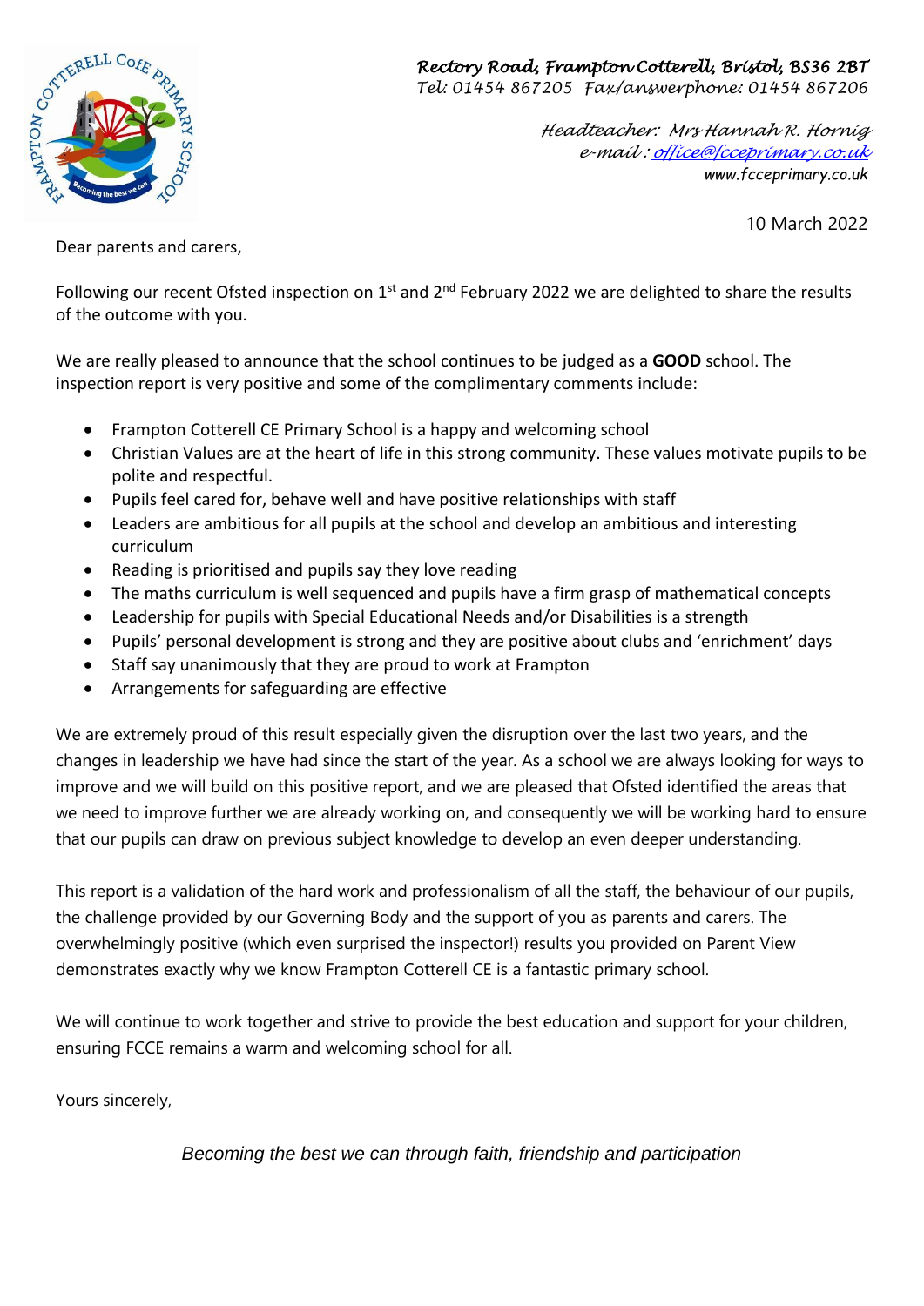*Rectory Road, Frampton Cotterell, Bristol, BS36 2BT*
*Tel: 01454 867205 Fax/answerphone: 01454 867206*

*Headteacher: Mrs Hannah R. Hornig*
*e-mail : office@fcceprimary.co.uk*
www.fcceprimary.co.uk

10 March 2022

Dear parents and carers,

Following our recent Ofsted inspection on 1st and 2nd February 2022 we are delighted to share the results of the outcome with you.

We are really pleased to announce that the school continues to be judged as a **GOOD** school. The inspection report is very positive and some of the complimentary comments include:

- Frampton Cotterell CE Primary School is a happy and welcoming school
- Christian Values are at the heart of life in this strong community. These values motivate pupils to be polite and respectful.
- Pupils feel cared for, behave well and have positive relationships with staff
- Leaders are ambitious for all pupils at the school and develop an ambitious and interesting curriculum
- Reading is prioritised and pupils say they love reading
- The maths curriculum is well sequenced and pupils have a firm grasp of mathematical concepts
- Leadership for pupils with Special Educational Needs and/or Disabilities is a strength
- Pupils' personal development is strong and they are positive about clubs and 'enrichment' days
- Staff say unanimously that they are proud to work at Frampton
- Arrangements for safeguarding are effective

We are extremely proud of this result especially given the disruption over the last two years, and the changes in leadership we have had since the start of the year. As a school we are always looking for ways to improve and we will build on this positive report, and we are pleased that Ofsted identified the areas that we need to improve further we are already working on, and consequently we will be working hard to ensure that our pupils can draw on previous subject knowledge to develop an even deeper understanding.

This report is a validation of the hard work and professionalism of all the staff, the behaviour of our pupils, the challenge provided by our Governing Body and the support of you as parents and carers. The overwhelmingly positive (which even surprised the inspector!) results you provided on Parent View demonstrates exactly why we know Frampton Cotterell CE is a fantastic primary school.

We will continue to work together and strive to provide the best education and support for your children, ensuring FCCE remains a warm and welcoming school for all.

Yours sincerely,

*Becoming the best we can through faith, friendship and participation*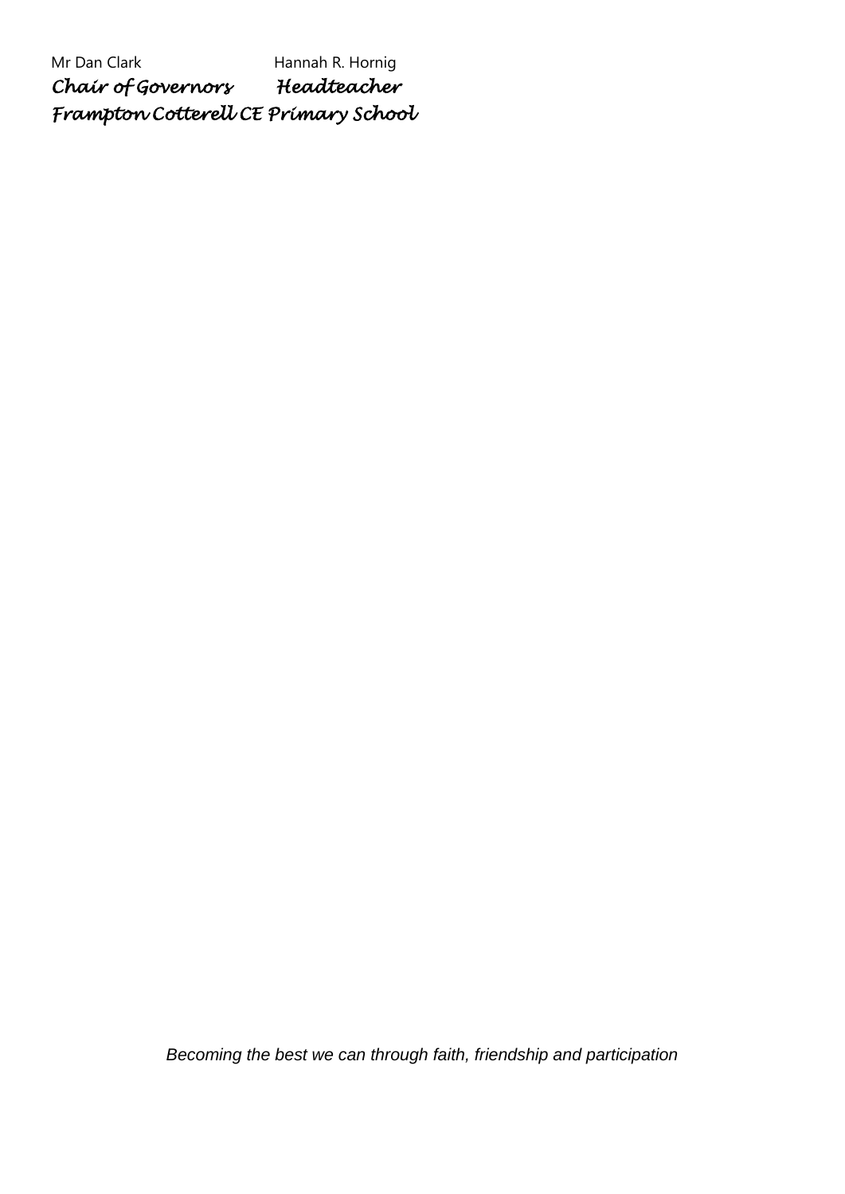Mr Dan Clark Hannah R. Hornig

*Chair of Governors Headteacher*

*Frampton Cotterell CE Primary School*

*Becoming the best we can through faith, friendship and participation*